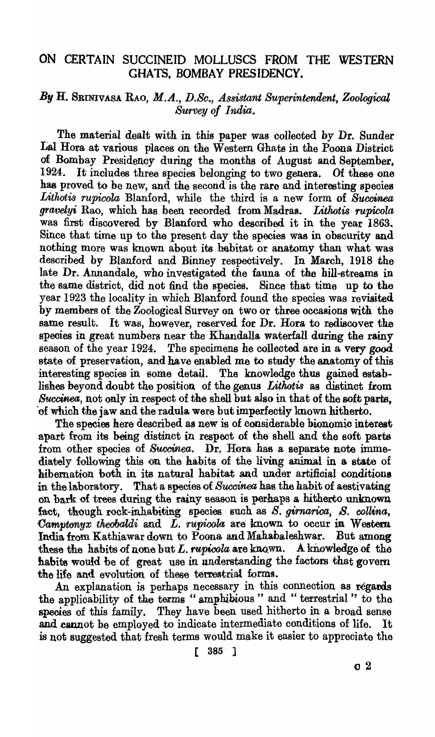# ON CERTAIN SUCCINEID MOLLUSCS FROM THE WESTERN GHATS, BOMBAY PRESIDENCY.

*By* H. SRINIVASA RAO, *M.A., D.Sc., Assistant Superintendent, Zoological Survey of India.*

The material dealt with in this paper was collected by Dr. Sunder Lal Hora at various places on the Western Ghats in the Poona District of Bombay Presidency during the months of August and September, 1924. It includes three species belonging to two genera. Of these one has proved to be new, and the second is the rare and interesting species *Lithotis rupicola* Blanford, while the third is a new form of *Succinea gravelyi* Rao, which has been recorded from Madras. *Lithotis rupicola* was first discovered by Blanford who described it in the year 1863. Since that time up to the present day the species was in obscurity and nothing more was known about its habitat or anatomy than what was described by Blanford and Binney respectively. In March, 1918 the late Dr. Annandale, who investigated the fauna of the hill-streams in the same district, did not find the species. Since that time up to the year 1923 the locality in which Blanford found the species was revisited by members of the Zoological Survey on two or three occasions with the same result. It was, however, reserved for Dr. Hora to rediscover the species in great numbers near the Khandalla waterfall during the rainy season of the year 1924. The specimens he collected are in a very good state of preservation, and have enabled me to study the anatomy of this interesting species in some detail. The knowledge thus gained establishes beyond doubt the position of the genus *Lithotis* as distinct from *Succinea*, not only in respect of the shell but also in that of the soft parts, of which the jaw and the radula were but imperfectly known hitherto.

The species here described as new is of considerable bionomic interest apart from its being distinct in respect of the shell and the soft parts from other species of *Succinea*. Dr. Hora has a separate note immediately following this on the habits of the living animal in a state of hibernation both in its natural habitat and under artificial conditions in the laboratory. That a species of *Succinea* has the habit of aestivating on bark of trees during the rainy season is perhaps a hitherto unknown fact, though rock-inhabiting species such as *S. girnarica*, *S. collina*, *Camptonyx theobaldi* and *L. rupicola* are known to occur in Western India from Kathiawar down to Poona and Mahabaleshwar. But among these the habits of none but *L. rupicola* are known. A knowledge of the habits would be of great use in understanding the factors that govern the life and evolution of these terrestrial forms.

An explanation is perhaps necessary in this connection as regards the applicability of the terms "amphibious" and "terrestrial" to the species of this family. They have been used hitherto in a broad sense and cannot be employed to indicate intermediate conditions of life. It is not suggested that fresh terms would make it easier to appreciate the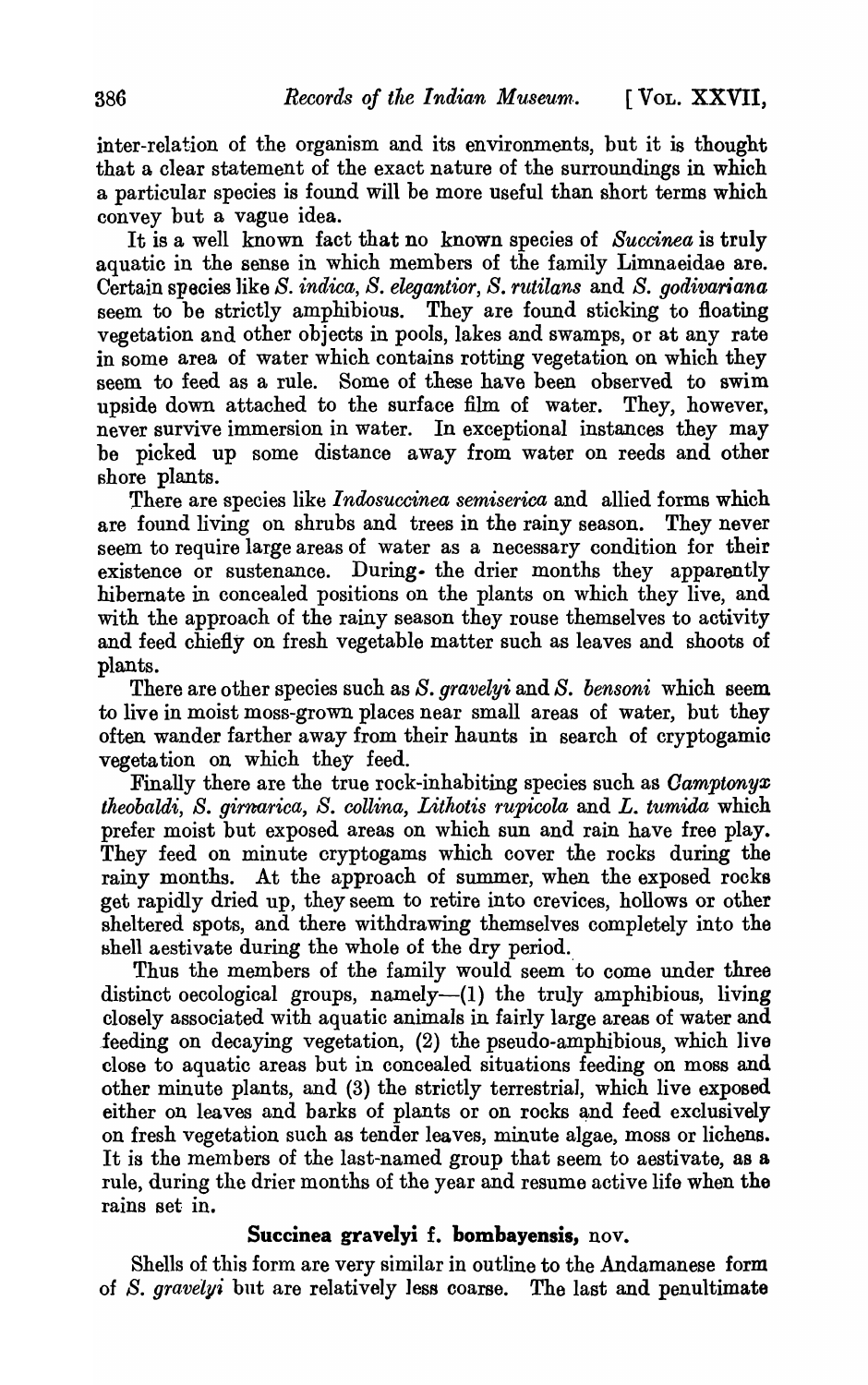inter-relation of the organism and its environments, but it is thought that a clear statement of the exact nature of the surroundings in which a particular species is found will be more useful than short terms which convey but a vague idea.

It is a well known fact that no known species of *Succinea* is truly aquatic in the sense in which members of the family Limnaeidae are. Certain species like *S. indica*, *S. elegantior*, *S. rutilans* and *S. godivariana* seem to be strictly amphibious. They are found sticking to floating vegetation and other objects in pools, lakes and swamps, or at any rate in some area of water which contains rotting vegetation on which they seem to feed as a rule. Some of these have been observed to swim upside down attached to the surface film of water. They, however, never survive immersion in water. In exceptional instances they may be picked up some distance away from water on reeds and other shore plants.

There are species like *Indosuccinea semiserica* and allied forms which are found living on shrubs and trees in the rainy season. They never seem to require large areas of water as a necessary condition for their existence or sustenance. During the drier months they apparently hibernate in concealed positions on the plants on which they live, and with the approach of the rainy season they rouse themselves to activity and feed chiefly on fresh vegetable matter such as leaves and shoots of plants.

There are other species such as *S. gravelyi* and *S. bensoni* which seem to live in moist moss-grown places near small areas of water, but they often wander farther away from their haunts in search of cryptogamic vegetation on which they feed.

Finally there are the true rock-inhabiting species such as *Camptonyx theobaldi*, *S. girnarica*, *S. collina*, *Lithotis rupicola* and *L. tumida* which prefer moist but exposed areas on which sun and rain have free play. They feed on minute cryptogams which cover the rocks during the rainy months. At the approach of summer, when the exposed rocks get rapidly dried up, they seem to retire into crevices, hollows or other sheltered spots, and there withdrawing themselves completely into the shell aestivate during the whole of the dry period.

Thus the members of the family would seem to come under three distinct oecological groups, namely—(1) the truly amphibious, living closely associated with aquatic animals in fairly large areas of water and feeding on decaying vegetation, (2) the pseudo-amphibious, which live close to aquatic areas but in concealed situations feeding on moss and other minute plants, and (3) the strictly terrestrial, which live exposed either on leaves and barks of plants or on rocks and feed exclusively on fresh vegetation such as tender leaves, minute algae, moss or lichens. It is the members of the last-named group that seem to aestivate, as a rule, during the drier months of the year and resume active life when the rains set in.

## Succinea gravelyi f. bombayensis, nov.

Shells of this form are very similar in outline to the Andamanese form of *S. gravelyi* but are relatively less coarse. The last and penultimate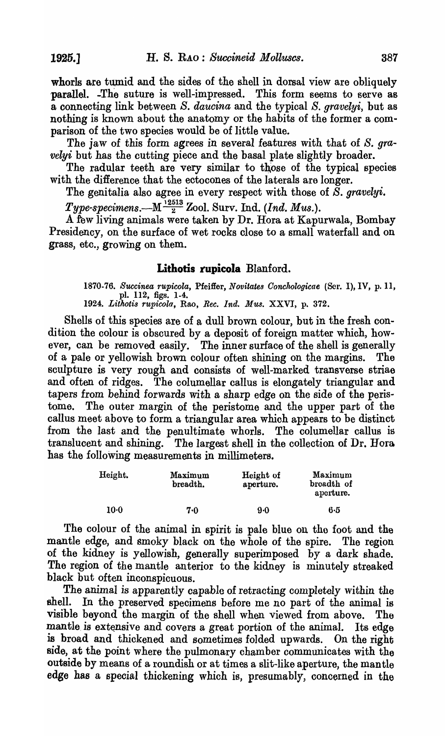whorls are tumid and the sides of the shell in dorsal view are obliquely parallel. The suture is well-impressed. This form seems to serve as a connecting link between *S. daucina* and the typical *S. gravelyi*, but as nothing is known about the anatomy or the habits of the former a comparison of the two species would be of little value.

The jaw of this form agrees in several features with that of *S. gravelyi* but has the cutting piece and the basal plate slightly broader.

The radular teeth are very similar to those of the typical species with the difference that the ectocones of the laterals are longer.

The genitalia also agree in every respect with those of *S. gravelyi*.

*Type-specimens*.—M $\frac{12513}{2}$ Zool. Surv. Ind. (*Ind. Mus.*).

A few living animals were taken by Dr. Hora at Kapurwala, Bombay Presidency, on the surface of wet rocks close to a small waterfall and on grass, etc., growing on them.

### **Lithotis rupicola** Blanford.

1870-76. *Succinea rupicola*, Pfeiffer, *Novitates Conchologicae* (Ser. I), IV, p. 11, pl. 112, figs. 1-4.
1924. *Lithotis rupicola*, Rao, *Rec. Ind. Mus.* XXVI, p. 372.

Shells of this species are of a dull brown colour, but in the fresh condition the colour is obscured by a deposit of foreign matter which, however, can be removed easily. The inner surface of the shell is generally of a pale or yellowish brown colour often shining on the margins. The sculpture is very rough and consists of well-marked transverse striae and often of ridges. The columellar callus is elongately triangular and tapers from behind forwards with a sharp edge on the side of the peristome. The outer margin of the peristome and the upper part of the callus meet above to form a triangular area which appears to be distinct from the last and the penultimate whorls. The columellar callus is translucent and shining. The largest shell in the collection of Dr. Hora has the following measurements in millimeters.

| Height. | Maximum breadth. | Height of aperture. | Maximum breadth of aperture. |
|---|---|---|---|
| 10·0 | 7·0 | 9·0 | 6·5 |

The colour of the animal in spirit is pale blue on the foot and the mantle edge, and smoky black on the whole of the spire. The region of the kidney is yellowish, generally superimposed by a dark shade. The region of the mantle anterior to the kidney is minutely streaked black but often inconspicuous.

The animal is apparently capable of retracting completely within the shell. In the preserved specimens before me no part of the animal is visible beyond the margin of the shell when viewed from above. The mantle is extensive and covers a great portion of the animal. Its edge is broad and thickened and sometimes folded upwards. On the right side, at the point where the pulmonary chamber communicates with the outside by means of a roundish or at times a slit-like aperture, the mantle edge has a special thickening which is, presumably, concerned in the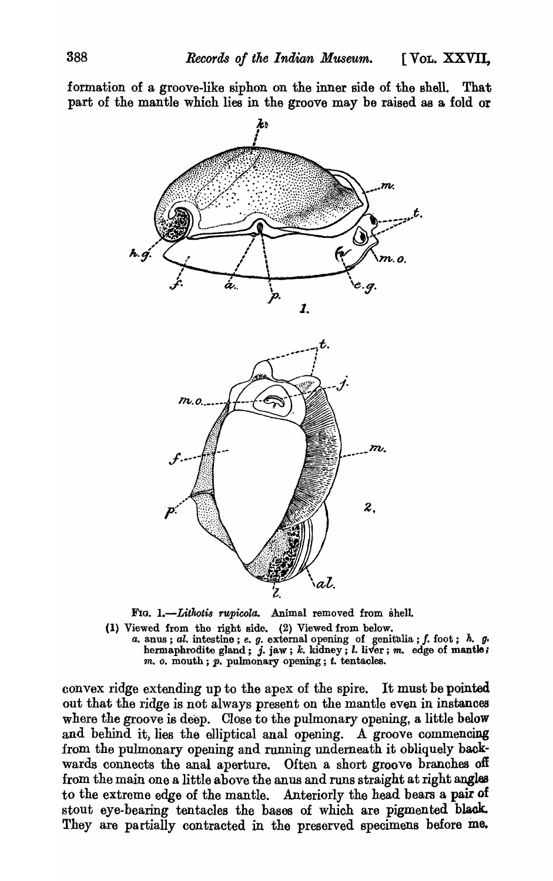formation of a groove-like siphon on the inner side of the shell. That part of the mantle which lies in the groove may be raised as a fold or

FIG. 1.—*Lithotis rupicola*. Animal removed from shell.

(1) Viewed from the right side. (2) Viewed from below.

*a.* anus; *al.* intestine; *e. g.* external opening of genitalia; *f.* foot; *h. g.* hermaphrodite gland; *j.* jaw; *k.* kidney; *l.* liver; *m.* edge of mantle; *m. o.* mouth; *p.* pulmonary opening; *t.* tentacles.

convex ridge extending up to the apex of the spire. It must be pointed out that the ridge is not always present on the mantle even in instances where the groove is deep. Close to the pulmonary opening, a little below and behind it, lies the elliptical anal opening. A groove commencing from the pulmonary opening and running underneath it obliquely backwards connects the anal aperture. Often a short groove branches off from the main one a little above the anus and runs straight at right angles to the extreme edge of the mantle. Anteriorly the head bears a pair of stout eye-bearing tentacles the bases of which are pigmented black. They are partially contracted in the preserved specimens before me.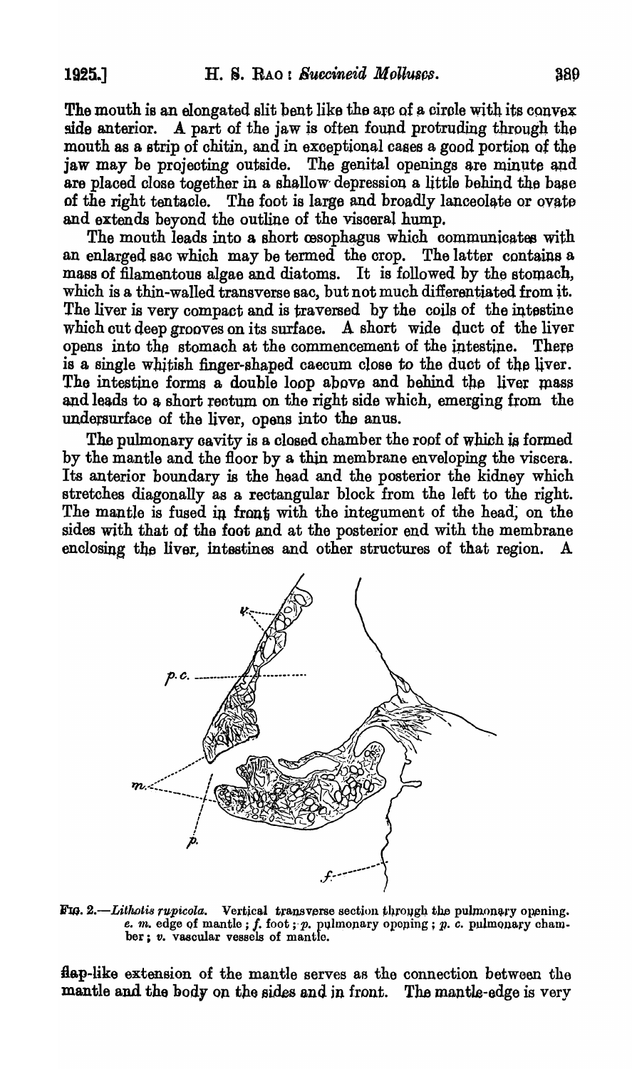The mouth is an elongated slit bent like the arc of a circle with its convex side anterior. A part of the jaw is often found protruding through the mouth as a strip of chitin, and in exceptional cases a good portion of the jaw may be projecting outside. The genital openings are minute and are placed close together in a shallow depression a little behind the base of the right tentacle. The foot is large and broadly lanceolate or ovate and extends beyond the outline of the visceral hump.

The mouth leads into a short œsophagus which communicates with an enlarged sac which may be termed the crop. The latter contains a mass of filamentous algae and diatoms. It is followed by the stomach, which is a thin-walled transverse sac, but not much differentiated from it. The liver is very compact and is traversed by the coils of the intestine which cut deep grooves on its surface. A short wide duct of the liver opens into the stomach at the commencement of the intestine. There is a single whitish finger-shaped caecum close to the duct of the liver. The intestine forms a double loop above and behind the liver mass and leads to a short rectum on the right side which, emerging from the undersurface of the liver, opens into the anus.

The pulmonary cavity is a closed chamber the roof of which is formed by the mantle and the floor by a thin membrane enveloping the viscera. Its anterior boundary is the head and the posterior the kidney which stretches diagonally as a rectangular block from the left to the right. The mantle is fused in front with the integument of the head, on the sides with that of the foot and at the posterior end with the membrane enclosing the liver, intestines and other structures of that region. A

FIG. 2.—*Lithotis rupicola*. Vertical transverse section through the pulmonary opening. *e. m.* edge of mantle; *f.* foot; *p.* pulmonary opening; *p. c.* pulmonary chamber; *v.* vascular vessels of mantle.

flap-like extension of the mantle serves as the connection between the mantle and the body on the sides and in front. The mantle-edge is very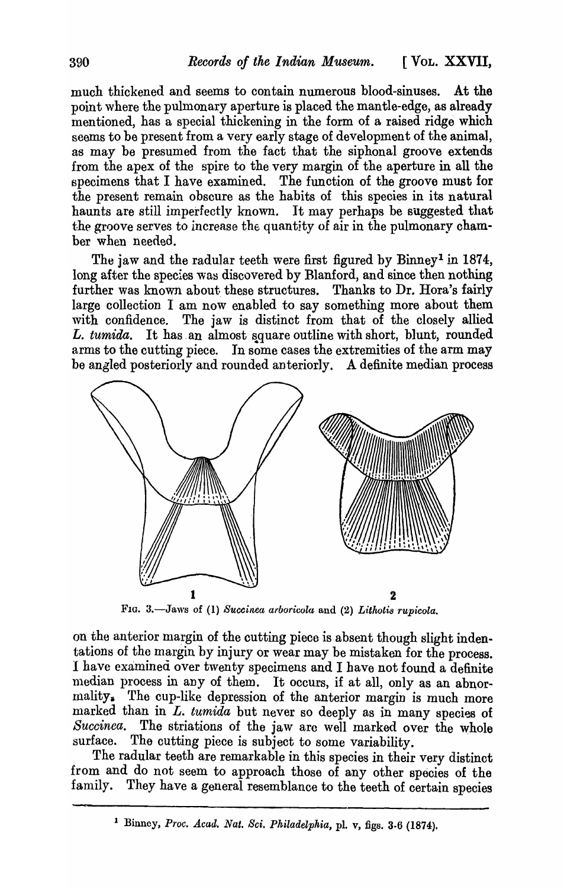much thickened and seems to contain numerous blood-sinuses. At the point where the pulmonary aperture is placed the mantle-edge, as already mentioned, has a special thickening in the form of a raised ridge which seems to be present from a very early stage of development of the animal, as may be presumed from the fact that the siphonal groove extends from the apex of the spire to the very margin of the aperture in all the specimens that I have examined. The function of the groove must for the present remain obscure as the habits of this species in its natural haunts are still imperfectly known. It may perhaps be suggested that the groove serves to increase the quantity of air in the pulmonary chamber when needed.

The jaw and the radular teeth were first figured by Binney[1] in 1874, long after the species was discovered by Blanford, and since then nothing further was known about these structures. Thanks to Dr. Hora's fairly large collection I am now enabled to say something more about them with confidence. The jaw is distinct from that of the closely allied *L. tumida*. It has an almost square outline with short, blunt, rounded arms to the cutting piece. In some cases the extremities of the arm may be angled posteriorly and rounded anteriorly. A definite median process

FIG. 3.—Jaws of (1) *Succinea arboricola* and (2) *Lithotis rupicola.*

on the anterior margin of the cutting piece is absent though slight indentations of the margin by injury or wear may be mistaken for the process. I have examined over twenty specimens and I have not found a definite median process in any of them. It occurs, if at all, only as an abnormality. The cup-like depression of the anterior margin is much more marked than in *L. tumida* but never so deeply as in many species of *Succinea*. The striations of the jaw are well marked over the whole surface. The cutting piece is subject to some variability.

The radular teeth are remarkable in this species in their very distinct from and do not seem to approach those of any other species of the family. They have a general resemblance to the teeth of certain species

[1] Binney, *Proc. Acad. Nat. Sci. Philadelphia*, pl. v, figs. 3-6 (1874).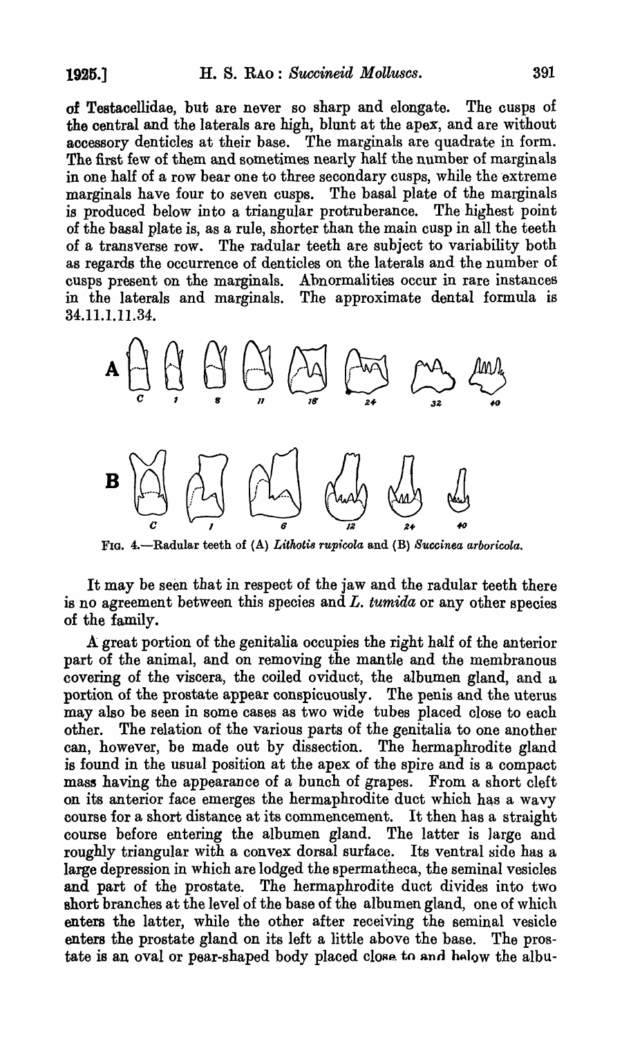of Testacellidae, but are never so sharp and elongate. The cusps of the central and the laterals are high, blunt at the apex, and are without accessory denticles at their base. The marginals are quadrate in form. The first few of them and sometimes nearly half the number of marginals in one half of a row bear one to three secondary cusps, while the extreme marginals have four to seven cusps. The basal plate of the marginals is produced below into a triangular protruberance. The highest point of the basal plate is, as a rule, shorter than the main cusp in all the teeth of a transverse row. The radular teeth are subject to variability both as regards the occurrence of denticles on the laterals and the number of cusps present on the marginals. Abnormalities occur in rare instances in the laterals and marginals. The approximate dental formula is 34.11.1.11.34.

FIG. 4.—Radular teeth of (A) *Lithotis rupicola* and (B) *Succinea arboricola*.

It may be seen that in respect of the jaw and the radular teeth there is no agreement between this species and *L. tumida* or any other species of the family.

A great portion of the genitalia occupies the right half of the anterior part of the animal, and on removing the mantle and the membranous covering of the viscera, the coiled oviduct, the albumen gland, and a portion of the prostate appear conspicuously. The penis and the uterus may also be seen in some cases as two wide tubes placed close to each other. The relation of the various parts of the genitalia to one another can, however, be made out by dissection. The hermaphrodite gland is found in the usual position at the apex of the spire and is a compact mass having the appearance of a bunch of grapes. From a short cleft on its anterior face emerges the hermaphrodite duct which has a wavy course for a short distance at its commencement. It then has a straight course before entering the albumen gland. The latter is large and roughly triangular with a convex dorsal surface. Its ventral side has a large depression in which are lodged the spermatheca, the seminal vesicles and part of the prostate. The hermaphrodite duct divides into two short branches at the level of the base of the albumen gland, one of which enters the latter, while the other after receiving the seminal vesicle enters the prostate gland on its left a little above the base. The prostate is an oval or pear-shaped body placed close to and below the albu-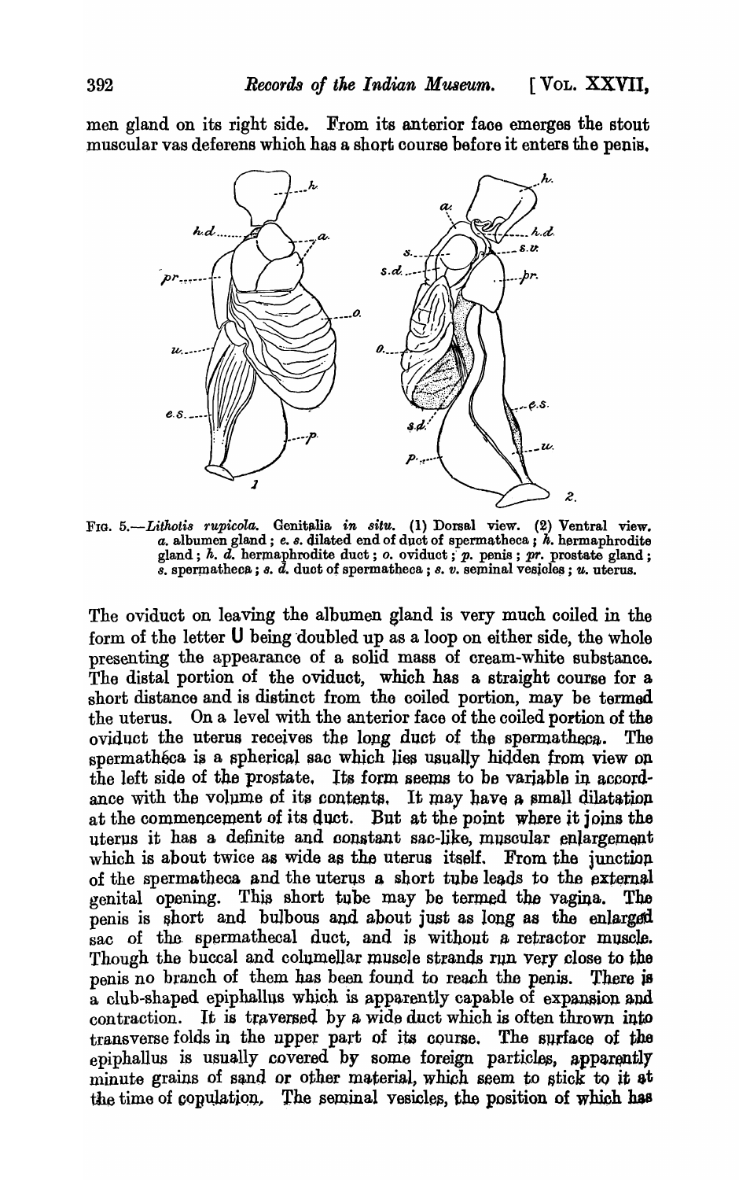men gland on its right side. From its anterior face emerges the stout muscular vas deferens which has a short course before it enters the penis.

FIG. 5.—*Lithotis rupicola*. Genitalia *in situ*. (1) Dorsal view. (2) Ventral view. *a.* albumen gland; *e. s.* dilated end of duct of spermatheca; *h.* hermaphrodite gland; *h. d.* hermaphrodite duct; *o.* oviduct; *p.* penis; *pr.* prostate gland; *s.* spermatheca; *s. d.* duct of spermatheca; *s. v.* seminal vesicles; *u.* uterus.

The oviduct on leaving the albumen gland is very much coiled in the form of the letter U being doubled up as a loop on either side, the whole presenting the appearance of a solid mass of cream-white substance. The distal portion of the oviduct, which has a straight course for a short distance and is distinct from the coiled portion, may be termed the uterus. On a level with the anterior face of the coiled portion of the oviduct the uterus receives the long duct of the spermatheca. The spermathéca is a spherical sac which lies usually hidden from view on the left side of the prostate. Its form seems to be variable in accordance with the volume of its contents. It may have a small dilatation at the commencement of its duct. But at the point where it joins the uterus it has a definite and constant sac-like, muscular enlargement which is about twice as wide as the uterus itself. From the junction of the spermatheca and the uterus a short tube leads to the external genital opening. This short tube may be termed the vagina. The penis is short and bulbous and about just as long as the enlarged sac of the spermathecal duct, and is without a retractor muscle. Though the buccal and columellar muscle strands run very close to the penis no branch of them has been found to reach the penis. There is a club-shaped epiphallus which is apparently capable of expansion and contraction. It is traversed by a wide duct which is often thrown into transverse folds in the upper part of its course. The surface of the epiphallus is usually covered by some foreign particles, apparently minute grains of sand or other material, which seem to stick to it at the time of copulation. The seminal vesicles, the position of which has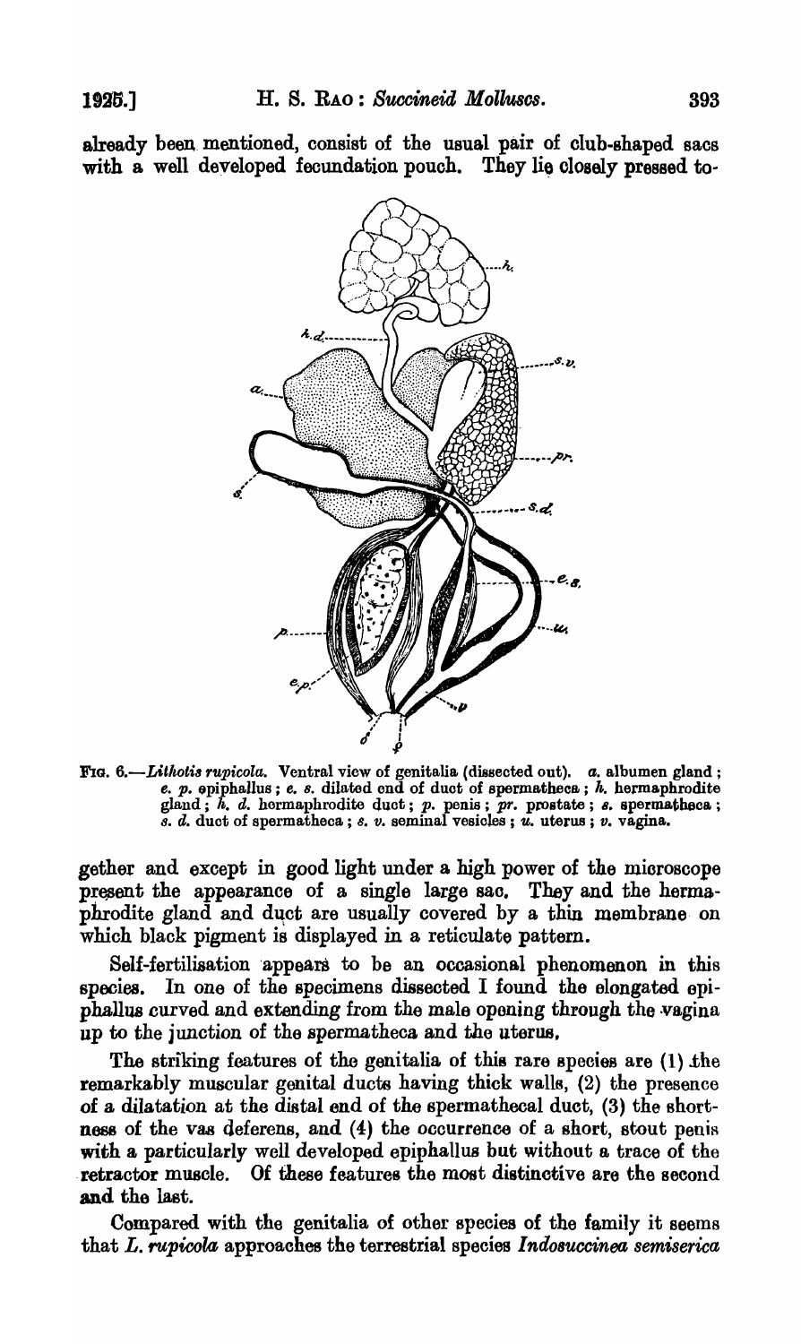already been mentioned, consist of the usual pair of club-shaped sacs with a well developed fecundation pouch. They lie closely pressed together and except in good light under a high power of the microscope present the appearance of a single large sac. They and the hermaphrodite gland and duct are usually covered by a thin membrane on which black pigment is displayed in a reticulate pattern.

FIG. 6.—*Lithotis rupicola*. Ventral view of genitalia (dissected out). *a.* albumen gland; *e. p.* epiphallus; *e. s.* dilated end of duct of spermatheca; *h.* hermaphrodite gland; *h. d.* hermaphrodite duct; *p.* penis; *pr.* prostate; *s.* spermatheca; *s. d.* duct of spermatheca; *s. v.* seminal vesicles; *u.* uterus; *v.* vagina.

Self-fertilisation appears to be an occasional phenomenon in this species. In one of the specimens dissected I found the elongated epiphallus curved and extending from the male opening through the vagina up to the junction of the spermatheca and the uterus.

The striking features of the genitalia of this rare species are (1) the remarkably muscular genital ducts having thick walls, (2) the presence of a dilatation at the distal end of the spermathecal duct, (3) the shortness of the vas deferens, and (4) the occurrence of a short, stout penis with a particularly well developed epiphallus but without a trace of the retractor muscle. Of these features the most distinctive are the second and the last.

Compared with the genitalia of other species of the family it seems that *L. rupicola* approaches the terrestrial species *Indosuccinea semiserica*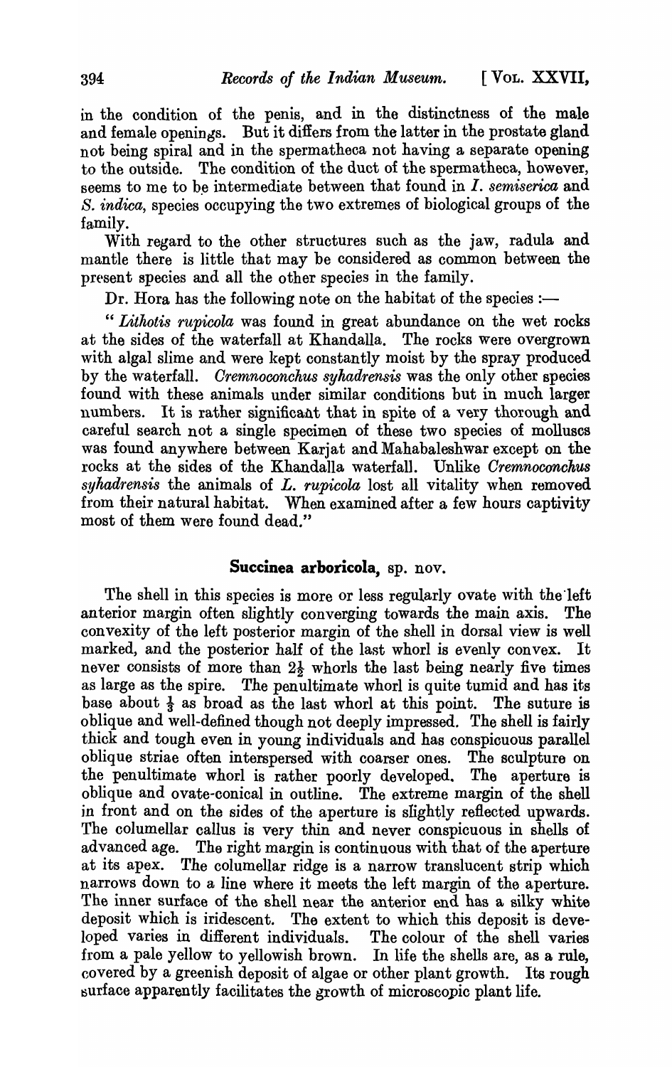in the condition of the penis, and in the distinctness of the male and female openings. But it differs from the latter in the prostate gland not being spiral and in the spermatheca not having a separate opening to the outside. The condition of the duct of the spermatheca, however, seems to me to be intermediate between that found in *I. semiserica* and *S. indica*, species occupying the two extremes of biological groups of the family.

With regard to the other structures such as the jaw, radula and mantle there is little that may be considered as common between the present species and all the other species in the family.

Dr. Hora has the following note on the habitat of the species :—

"*Lithotis rupicola* was found in great abundance on the wet rocks at the sides of the waterfall at Khandalla. The rocks were overgrown with algal slime and were kept constantly moist by the spray produced by the waterfall. *Cremnoconchus syhadrensis* was the only other species found with these animals under similar conditions but in much larger numbers. It is rather significant that in spite of a very thorough and careful search not a single specimen of these two species of molluscs was found anywhere between Karjat and Mahabaleshwar except on the rocks at the sides of the Khandalla waterfall. Unlike *Cremnoconchus syhadrensis* the animals of *L. rupicola* lost all vitality when removed from their natural habitat. When examined after a few hours captivity most of them were found dead."

## **Succinea arboricola**, sp. nov.

The shell in this species is more or less regularly ovate with the left anterior margin often slightly converging towards the main axis. The convexity of the left posterior margin of the shell in dorsal view is well marked, and the posterior half of the last whorl is evenly convex. It never consists of more than $2\frac{1}{2}$ whorls the last being nearly five times as large as the spire. The penultimate whorl is quite tumid and has its base about $\frac{1}{3}$ as broad as the last whorl at this point. The suture is oblique and well-defined though not deeply impressed. The shell is fairly thick and tough even in young individuals and has conspicuous parallel oblique striae often interspersed with coarser ones. The sculpture on the penultimate whorl is rather poorly developed. The aperture is oblique and ovate-conical in outline. The extreme margin of the shell in front and on the sides of the aperture is slightly reflected upwards. The columellar callus is very thin and never conspicuous in shells of advanced age. The right margin is continuous with that of the aperture at its apex. The columellar ridge is a narrow translucent strip which narrows down to a line where it meets the left margin of the aperture. The inner surface of the shell near the anterior end has a silky white deposit which is iridescent. The extent to which this deposit is developed varies in different individuals. The colour of the shell varies from a pale yellow to yellowish brown. In life the shells are, as a rule, covered by a greenish deposit of algae or other plant growth. Its rough surface apparently facilitates the growth of microscopic plant life.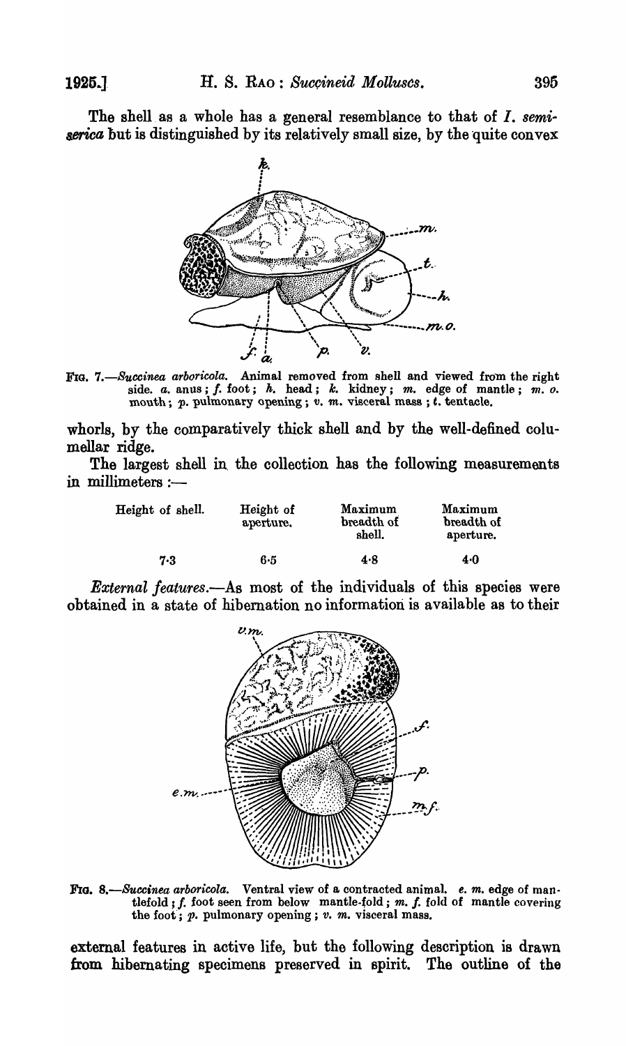The shell as a whole has a general resemblance to that of *I. semiserica* but is distinguished by its relatively small size, by the quite convex whorls, by the comparatively thick shell and by the well-defined columellar ridge.

FIG. 7.—*Succinea arboricola.* Animal removed from shell and viewed from the right side. *a.* anus; *f.* foot; *h.* head; *k.* kidney; *m.* edge of mantle; *m. o.* mouth; *p.* pulmonary opening; *v. m.* visceral mass; *t.* tentacle.

The largest shell in the collection has the following measurements in millimeters :—

| Height of shell. | Height of aperture. | Maximum breadth of shell. | Maximum breadth of aperture. |
|---|---|---|---|
| 7·3 | 6·5 | 4·8 | 4·0 |

*External features.*—As most of the individuals of this species were obtained in a state of hibernation no information is available as to their external features in active life, but the following description is drawn from hibernating specimens preserved in spirit. The outline of the

FIG. 8.—*Succinea arboricola.* Ventral view of a contracted animal. *e. m.* edge of mantlefold; *f.* foot seen from below mantle-fold; *m. f.* fold of mantle covering the foot; *p.* pulmonary opening; *v. m.* visceral mass.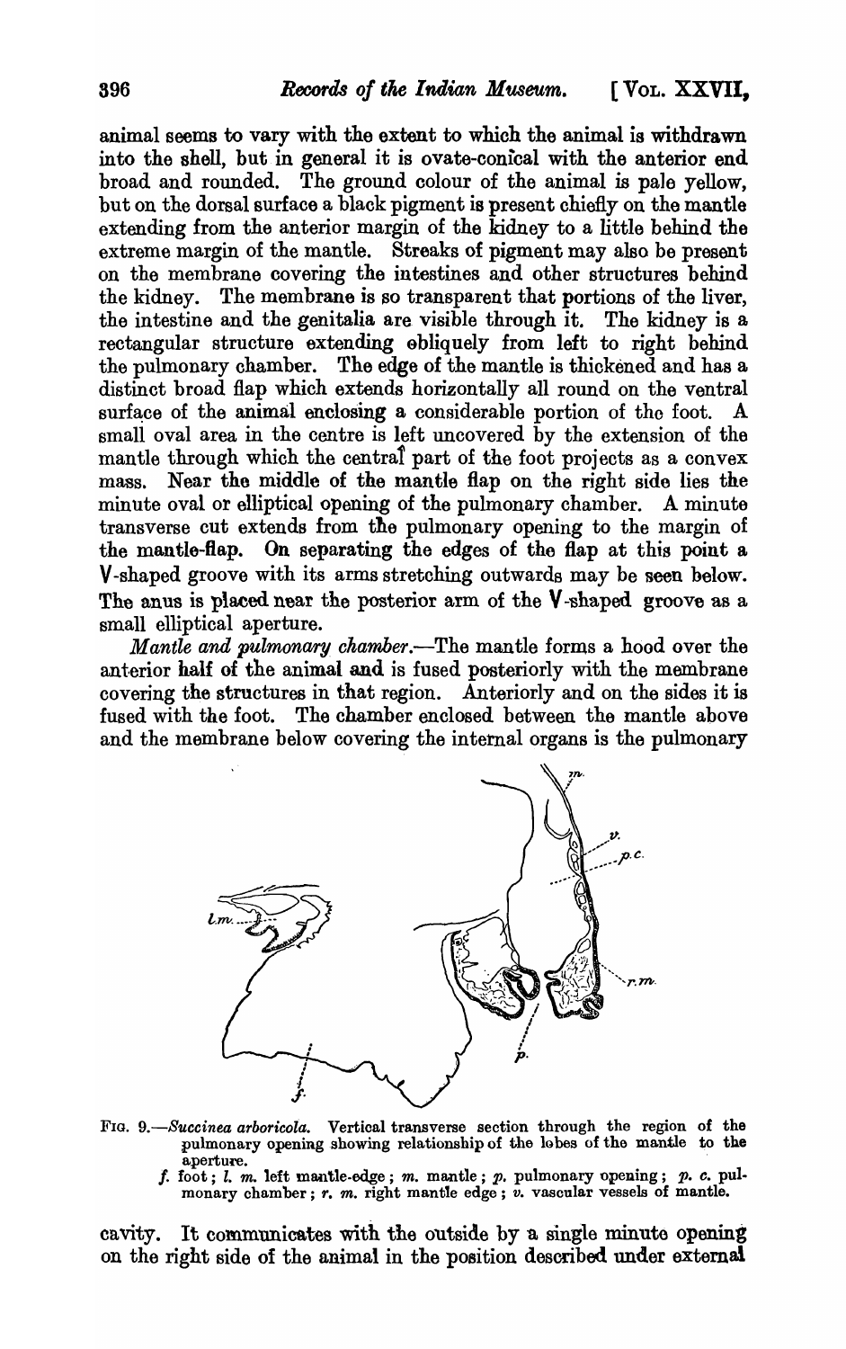animal seems to vary with the extent to which the animal is withdrawn into the shell, but in general it is ovate-conical with the anterior end broad and rounded. The ground colour of the animal is pale yellow, but on the dorsal surface a black pigment is present chiefly on the mantle extending from the anterior margin of the kidney to a little behind the extreme margin of the mantle. Streaks of pigment may also be present on the membrane covering the intestines and other structures behind the kidney. The membrane is so transparent that portions of the liver, the intestine and the genitalia are visible through it. The kidney is a rectangular structure extending obliquely from left to right behind the pulmonary chamber. The edge of the mantle is thickened and has a distinct broad flap which extends horizontally all round on the ventral surface of the animal enclosing a considerable portion of the foot. A small oval area in the centre is left uncovered by the extension of the mantle through which the central part of the foot projects as a convex mass. Near the middle of the mantle flap on the right side lies the minute oval or elliptical opening of the pulmonary chamber. A minute transverse cut extends from the pulmonary opening to the margin of the mantle-flap. On separating the edges of the flap at this point a V-shaped groove with its arms stretching outwards may be seen below. The anus is placed near the posterior arm of the V-shaped groove as a small elliptical aperture.

*Mantle and pulmonary chamber.*—The mantle forms a hood over the anterior half of the animal and is fused posteriorly with the membrane covering the structures in that region. Anteriorly and on the sides it is fused with the foot. The chamber enclosed between the mantle above and the membrane below covering the internal organs is the pulmonary

FIG. 9.—*Succinea arboricola.* Vertical transverse section through the region of the pulmonary opening showing relationship of the lobes of the mantle to the aperture.

*f.* foot; *l. m.* left mantle-edge; *m.* mantle; *p.* pulmonary opening; *p. c.* pulmonary chamber; *r. m.* right mantle edge; *v.* vascular vessels of mantle.

cavity. It communicates with the outside by a single minute opening on the right side of the animal in the position described under external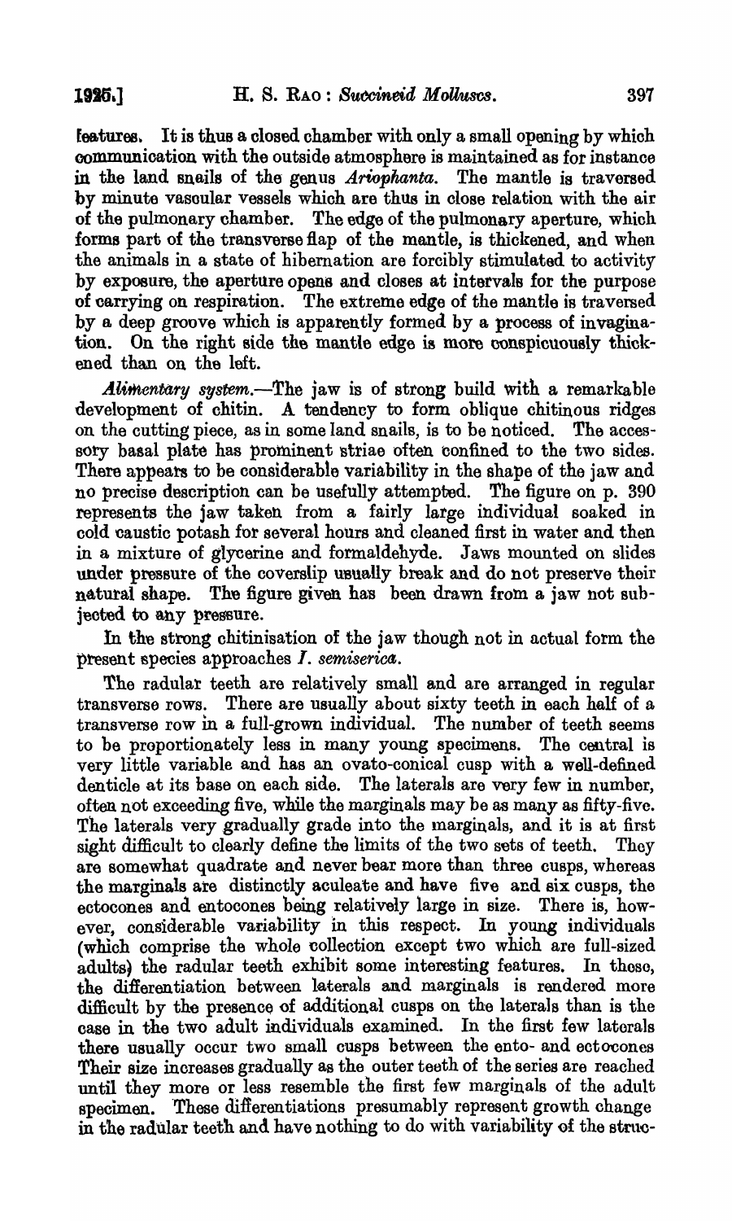features. It is thus a closed chamber with only a small opening by which communication with the outside atmosphere is maintained as for instance in the land snails of the genus *Ariophanta*. The mantle is traversed by minute vascular vessels which are thus in close relation with the air of the pulmonary chamber. The edge of the pulmonary aperture, which forms part of the transverse flap of the mantle, is thickened, and when the animals in a state of hibernation are forcibly stimulated to activity by exposure, the aperture opens and closes at intervals for the purpose of carrying on respiration. The extreme edge of the mantle is traversed by a deep groove which is apparently formed by a process of invagination. On the right side the mantle edge is more conspicuously thickened than on the left.

*Alimentary system.*—The jaw is of strong build with a remarkable development of chitin. A tendency to form oblique chitinous ridges on the cutting piece, as in some land snails, is to be noticed. The accessory basal plate has prominent striae often confined to the two sides. There appears to be considerable variability in the shape of the jaw and no precise description can be usefully attempted. The figure on p. 390 represents the jaw taken from a fairly large individual soaked in cold caustic potash for several hours and cleaned first in water and then in a mixture of glycerine and formaldehyde. Jaws mounted on slides under pressure of the coverslip usually break and do not preserve their natural shape. The figure given has been drawn from a jaw not subjected to any pressure.

In the strong chitinisation of the jaw though not in actual form the present species approaches *I. semiserica*.

The radular teeth are relatively small and are arranged in regular transverse rows. There are usually about sixty teeth in each half of a transverse row in a full-grown individual. The number of teeth seems to be proportionately less in many young specimens. The central is very little variable and has an ovato-conical cusp with a well-defined denticle at its base on each side. The laterals are very few in number, often not exceeding five, while the marginals may be as many as fifty-five. The laterals very gradually grade into the marginals, and it is at first sight difficult to clearly define the limits of the two sets of teeth. They are somewhat quadrate and never bear more than three cusps, whereas the marginals are distinctly aculeate and have five and six cusps, the ectocones and entocones being relatively large in size. There is, however, considerable variability in this respect. In young individuals (which comprise the whole collection except two which are full-sized adults) the radular teeth exhibit some interesting features. In these, the differentiation between laterals and marginals is rendered more difficult by the presence of additional cusps on the laterals than is the case in the two adult individuals examined. In the first few laterals there usually occur two small cusps between the ento- and ectocones Their size increases gradually as the outer teeth of the series are reached until they more or less resemble the first few marginals of the adult specimen. These differentiations presumably represent growth change in the radular teeth and have nothing to do with variability of the struc-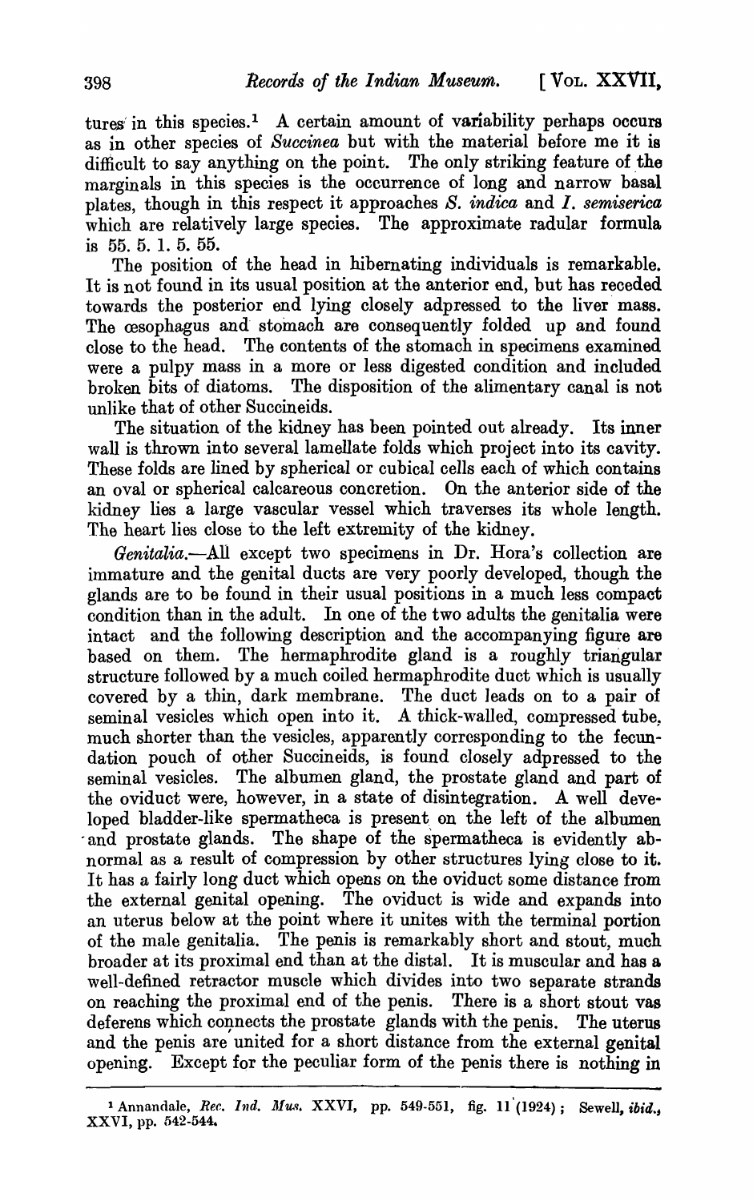tures in this species.[1] A certain amount of variability perhaps occurs as in other species of *Succinea* but with the material before me it is difficult to say anything on the point. The only striking feature of the marginals in this species is the occurrence of long and narrow basal plates, though in this respect it approaches *S. indica* and *I. semiserica* which are relatively large species. The approximate radular formula is 55. 5. 1. 5. 55.

The position of the head in hibernating individuals is remarkable. It is not found in its usual position at the anterior end, but has receded towards the posterior end lying closely adpressed to the liver mass. The œsophagus and stomach are consequently folded up and found close to the head. The contents of the stomach in specimens examined were a pulpy mass in a more or less digested condition and included broken bits of diatoms. The disposition of the alimentary canal is not unlike that of other Succineids.

The situation of the kidney has been pointed out already. Its inner wall is thrown into several lamellate folds which project into its cavity. These folds are lined by spherical or cubical cells each of which contains an oval or spherical calcareous concretion. On the anterior side of the kidney lies a large vascular vessel which traverses its whole length. The heart lies close to the left extremity of the kidney.

*Genitalia.*—All except two specimens in Dr. Hora's collection are immature and the genital ducts are very poorly developed, though the glands are to be found in their usual positions in a much less compact condition than in the adult. In one of the two adults the genitalia were intact and the following description and the accompanying figure are based on them. The hermaphrodite gland is a roughly triangular structure followed by a much coiled hermaphrodite duct which is usually covered by a thin, dark membrane. The duct leads on to a pair of seminal vesicles which open into it. A thick-walled, compressed tube, much shorter than the vesicles, apparently corresponding to the fecundation pouch of other Succineids, is found closely adpressed to the seminal vesicles. The albumen gland, the prostate gland and part of the oviduct were, however, in a state of disintegration. A well developed bladder-like spermatheca is present on the left of the albumen and prostate glands. The shape of the spermatheca is evidently abnormal as a result of compression by other structures lying close to it. It has a fairly long duct which opens on the oviduct some distance from the external genital opening. The oviduct is wide and expands into an uterus below at the point where it unites with the terminal portion of the male genitalia. The penis is remarkably short and stout, much broader at its proximal end than at the distal. It is muscular and has a well-defined retractor muscle which divides into two separate strands on reaching the proximal end of the penis. There is a short stout vas deferens which connects the prostate glands with the penis. The uterus and the penis are united for a short distance from the external genital opening. Except for the peculiar form of the penis there is nothing in

---

[1] Annandale, *Rec. Ind. Mus.* XXVI, pp. 549-551, fig. 11 (1924); Sewell, *ibid.*, XXVI, pp. 542-544.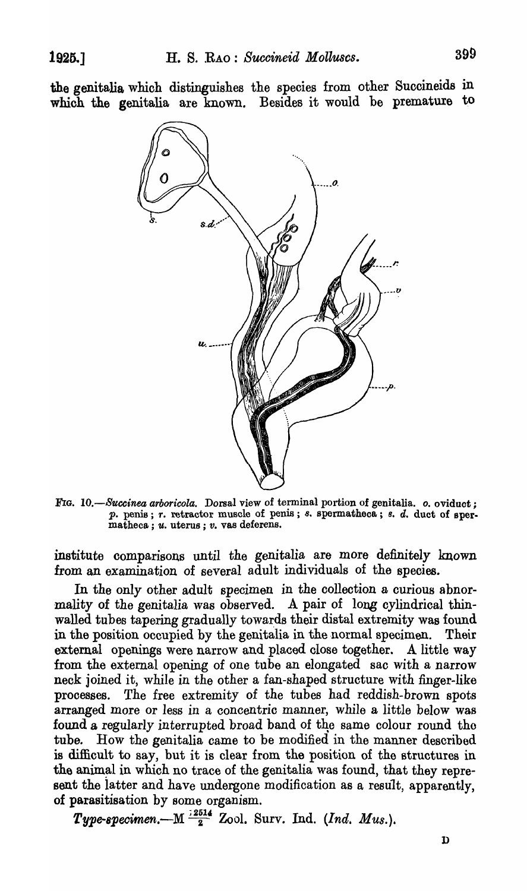the genitalia which distinguishes the species from other Succineids in which the genitalia are known. Besides it would be premature to

FIG. 10.—*Succinea arboricola.* Dorsal view of terminal portion of genitalia. *o.* oviduct; *p.* penis; *r.* retractor muscle of penis; *s.* spermatheca; *s. d.* duct of spermatheca; *u.* uterus; *v.* vas deferens.

institute comparisons until the genitalia are more definitely known from an examination of several adult individuals of the species.

In the only other adult specimen in the collection a curious abnormality of the genitalia was observed. A pair of long cylindrical thin-walled tubes tapering gradually towards their distal extremity was found in the position occupied by the genitalia in the normal specimen. Their external openings were narrow and placed close together. A little way from the external opening of one tube an elongated sac with a narrow neck joined it, while in the other a fan-shaped structure with finger-like processes. The free extremity of the tubes had reddish-brown spots arranged more or less in a concentric manner, while a little below was found a regularly interrupted broad band of the same colour round the tube. How the genitalia came to be modified in the manner described is difficult to say, but it is clear from the position of the structures in the animal in which no trace of the genitalia was found, that they represent the latter and have undergone modification as a result, apparently, of parasitisation by some organism.

*Type-specimen.*—M $\frac{12514}{2}$ Zool. Surv. Ind. (*Ind. Mus.*).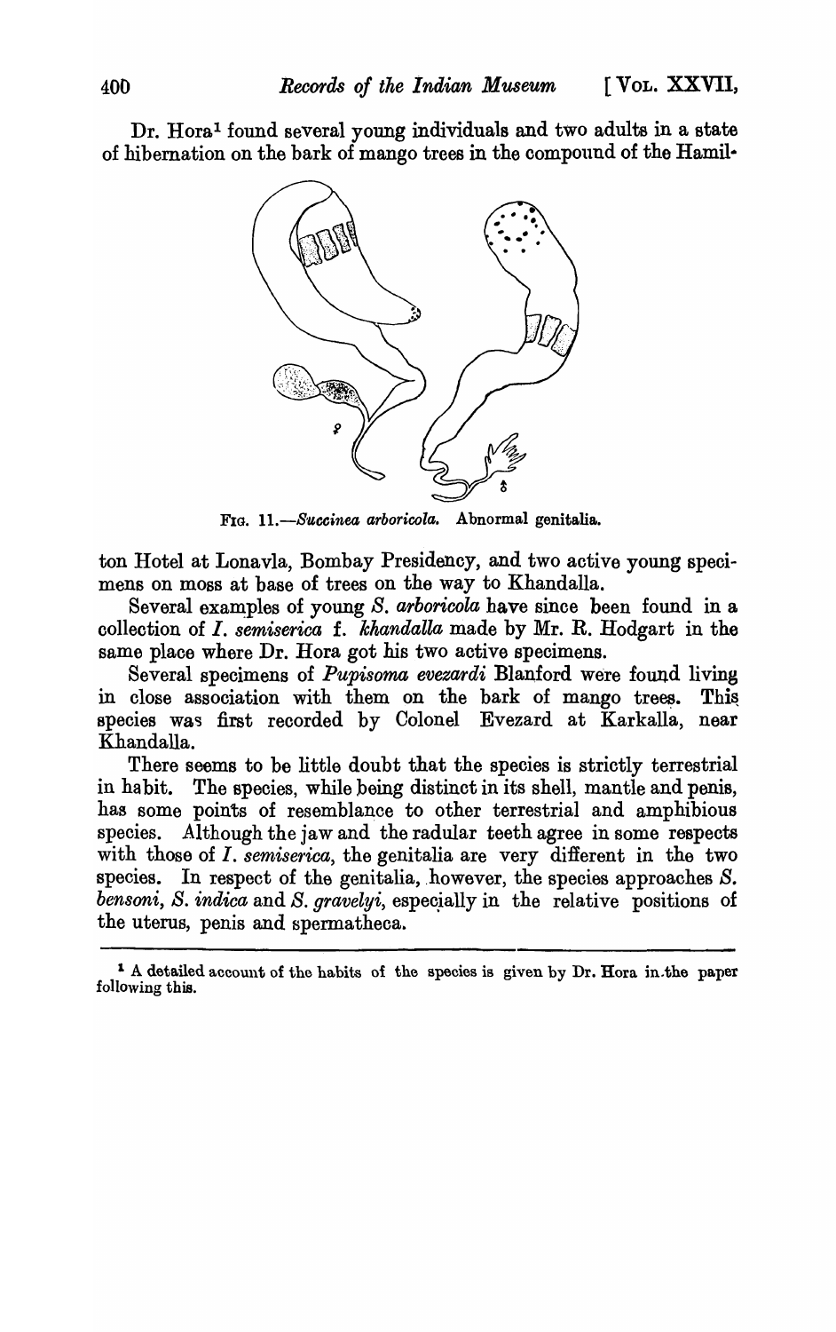Dr. Hora[1] found several young individuals and two adults in a state of hibernation on the bark of mango trees in the compound of the Hamil-

FIG. 11.—*Succinea arboricola.* Abnormal genitalia.

ton Hotel at Lonavla, Bombay Presidency, and two active young specimens on moss at base of trees on the way to Khandalla.

Several examples of young *S. arboricola* have since been found in a collection of *I. semiserica* f. *khandalla* made by Mr. R. Hodgart in the same place where Dr. Hora got his two active specimens.

Several specimens of *Pupisoma evezardi* Blanford were found living in close association with them on the bark of mango trees. This species was first recorded by Colonel Evezard at Karkalla, near Khandalla.

There seems to be little doubt that the species is strictly terrestrial in habit. The species, while being distinct in its shell, mantle and penis, has some points of resemblance to other terrestrial and amphibious species. Although the jaw and the radular teeth agree in some respects with those of *I. semiserica*, the genitalia are very different in the two species. In respect of the genitalia, however, the species approaches *S. bensoni*, *S. indica* and *S. gravelyi*, especially in the relative positions of the uterus, penis and spermatheca.

[1] A detailed account of the habits of the species is given by Dr. Hora in the paper following this.